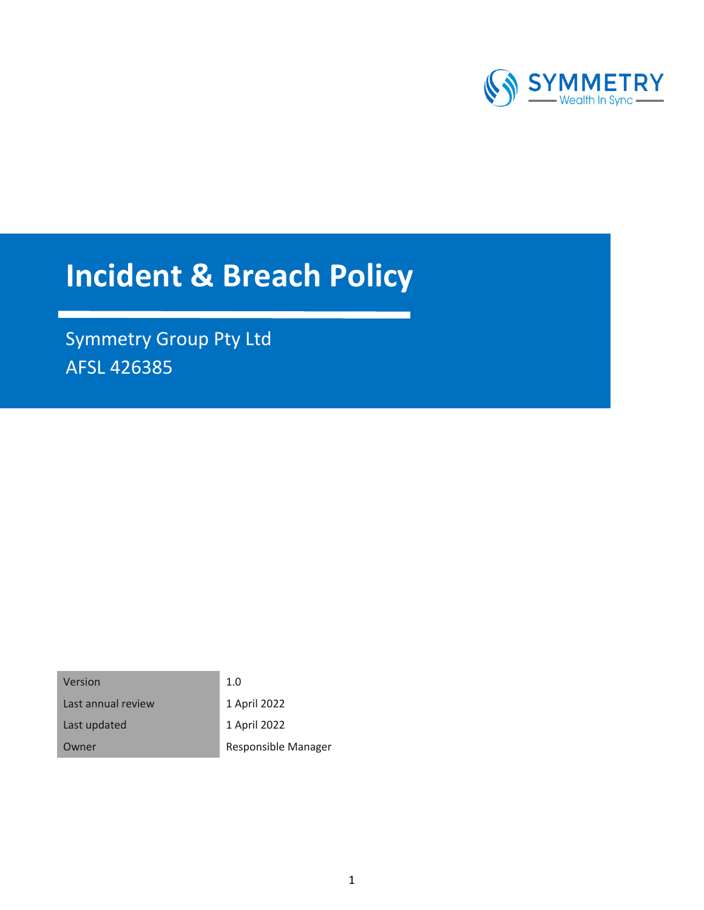SYMMETRY

Wealth In Sync

# Incident & Breach Policy

Symmetry Group Pty Ltd

AFSL 426385

| Version | 1.0 |
|---|---|
| Last annual review | 1 April 2022 |
| Last updated | 1 April 2022 |
| Owner | Responsible Manager |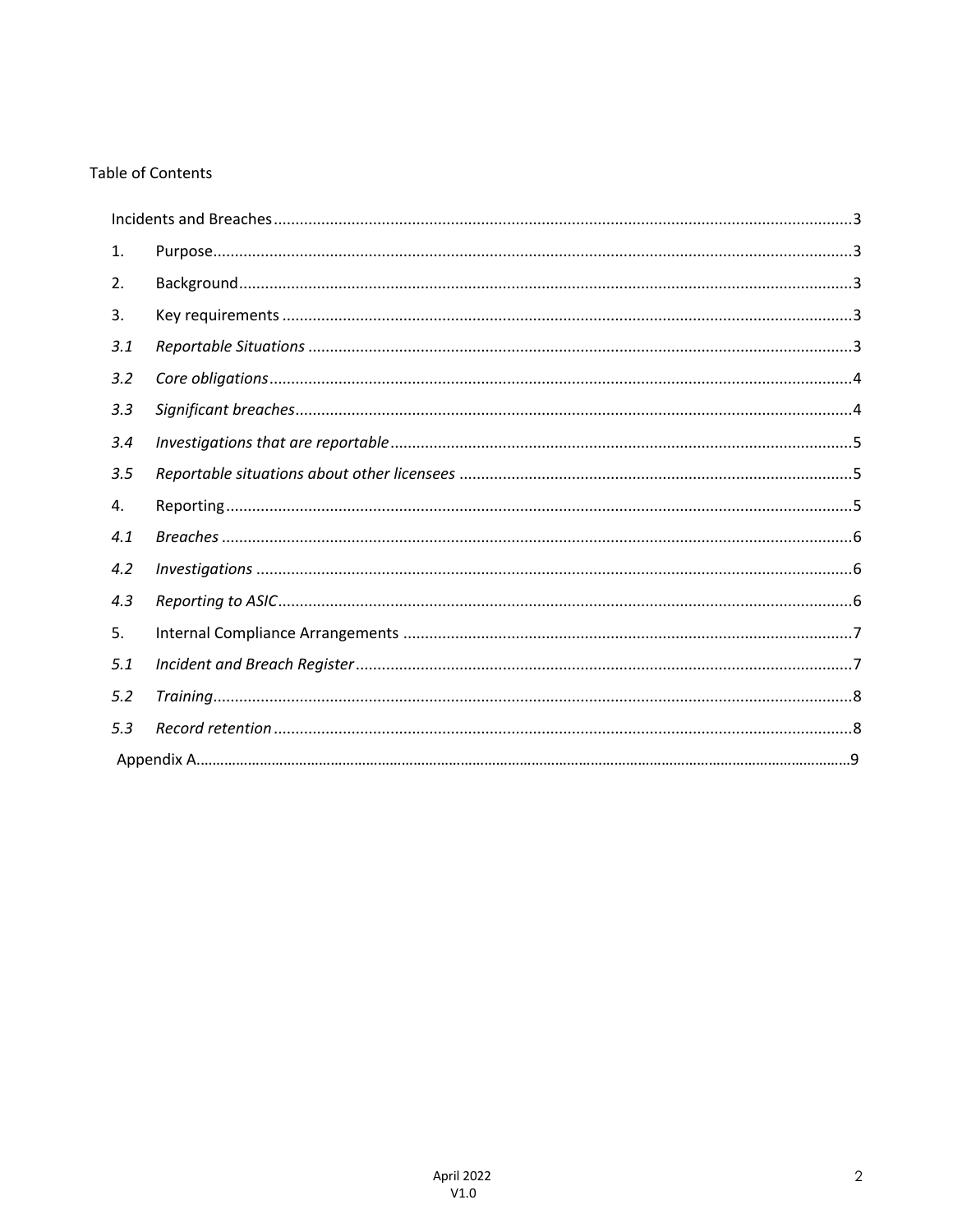Table of Contents

| | | |
|---|---|---|
| Incidents and Breaches | | 3 |
| 1. | Purpose | 3 |
| 2. | Background | 3 |
| 3. | Key requirements | 3 |
| *3.1* | *Reportable Situations* | 3 |
| *3.2* | *Core obligations* | 4 |
| *3.3* | *Significant breaches* | 4 |
| *3.4* | *Investigations that are reportable* | 5 |
| *3.5* | *Reportable situations about other licensees* | 5 |
| 4. | Reporting | 5 |
| *4.1* | *Breaches* | 6 |
| *4.2* | *Investigations* | 6 |
| *4.3* | *Reporting to ASIC* | 6 |
| 5. | Internal Compliance Arrangements | 7 |
| *5.1* | *Incident and Breach Register* | 7 |
| *5.2* | *Training* | 8 |
| *5.3* | *Record retention* | 8 |
| Appendix A | | 9 |

April 2022
V1.0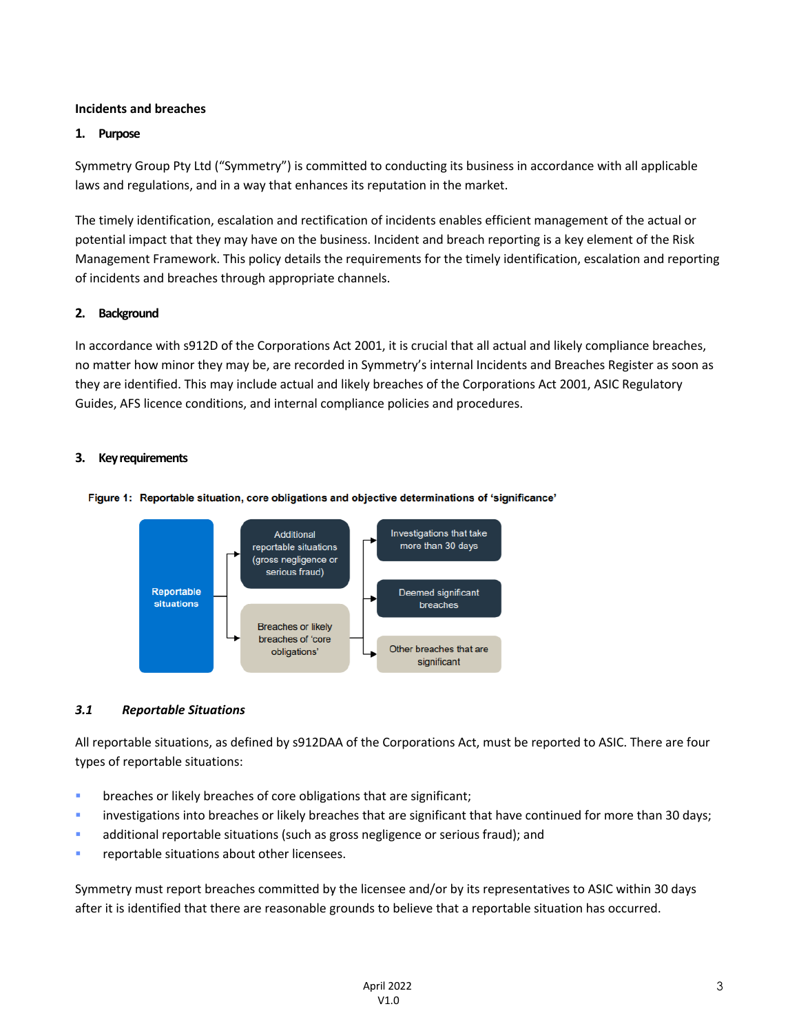**Incidents and breaches**

## 1. Purpose

Symmetry Group Pty Ltd ("Symmetry") is committed to conducting its business in accordance with all applicable laws and regulations, and in a way that enhances its reputation in the market.

The timely identification, escalation and rectification of incidents enables efficient management of the actual or potential impact that they may have on the business. Incident and breach reporting is a key element of the Risk Management Framework. This policy details the requirements for the timely identification, escalation and reporting of incidents and breaches through appropriate channels.

## 2. Background

In accordance with s912D of the Corporations Act 2001, it is crucial that all actual and likely compliance breaches, no matter how minor they may be, are recorded in Symmetry's internal Incidents and Breaches Register as soon as they are identified. This may include actual and likely breaches of the Corporations Act 2001, ASIC Regulatory Guides, AFS licence conditions, and internal compliance policies and procedures.

## 3. Key requirements

**Figure 1: Reportable situation, core obligations and objective determinations of 'significance'**

Reportable situations
- Additional reportable situations (gross negligence or serious fraud)
- Breaches or likely breaches of 'core obligations'
  - Investigations that take more than 30 days
  - Deemed significant breaches
  - Other breaches that are significant

### *3.1 Reportable Situations*

All reportable situations, as defined by s912DAA of the Corporations Act, must be reported to ASIC. There are four types of reportable situations:

- breaches or likely breaches of core obligations that are significant;
- investigations into breaches or likely breaches that are significant that have continued for more than 30 days;
- additional reportable situations (such as gross negligence or serious fraud); and
- reportable situations about other licensees.

Symmetry must report breaches committed by the licensee and/or by its representatives to ASIC within 30 days after it is identified that there are reasonable grounds to believe that a reportable situation has occurred.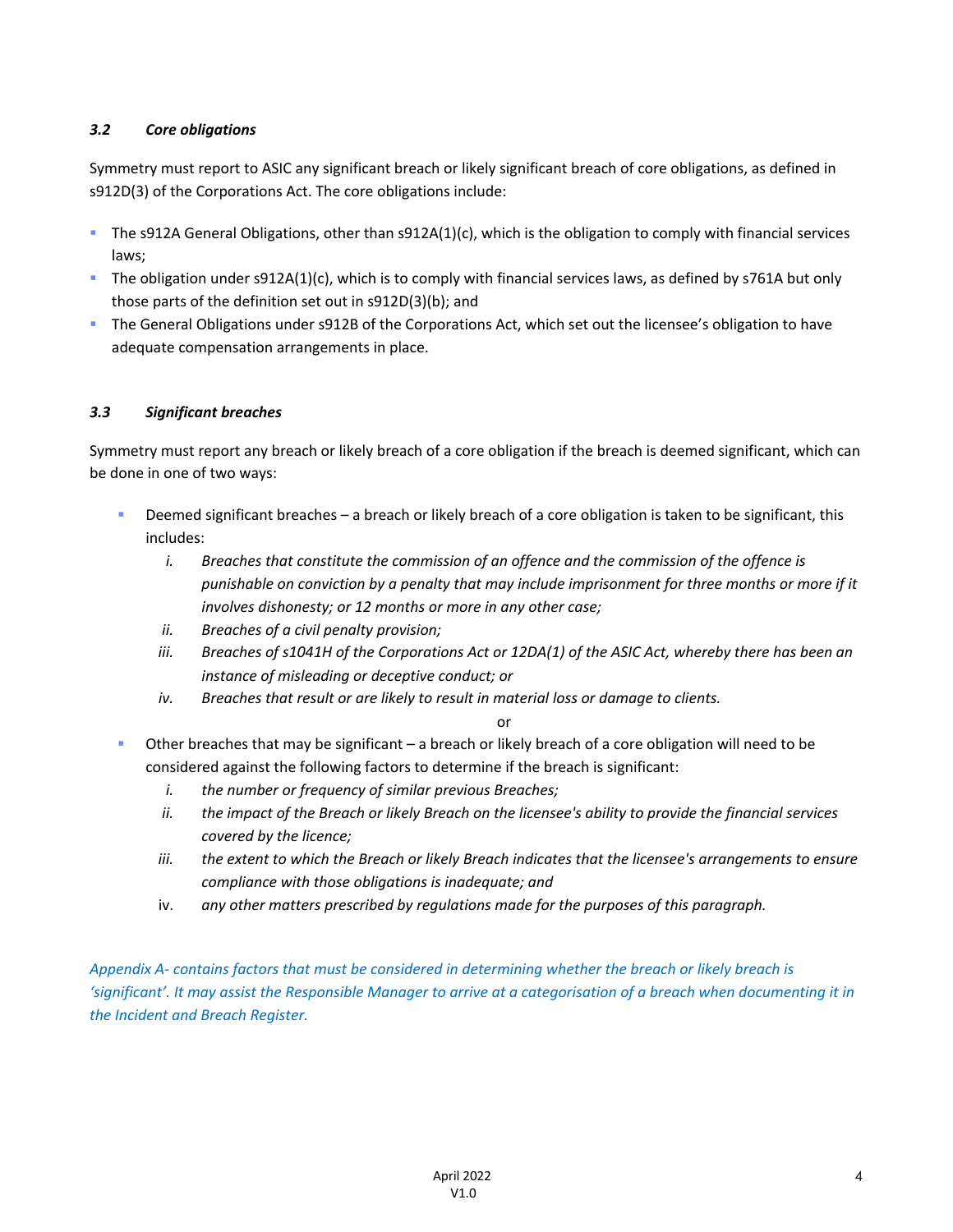### *3.2 Core obligations*

Symmetry must report to ASIC any significant breach or likely significant breach of core obligations, as defined in s912D(3) of the Corporations Act. The core obligations include:

- The s912A General Obligations, other than s912A(1)(c), which is the obligation to comply with financial services laws;
- The obligation under s912A(1)(c), which is to comply with financial services laws, as defined by s761A but only those parts of the definition set out in s912D(3)(b); and
- The General Obligations under s912B of the Corporations Act, which set out the licensee's obligation to have adequate compensation arrangements in place.

### *3.3 Significant breaches*

Symmetry must report any breach or likely breach of a core obligation if the breach is deemed significant, which can be done in one of two ways:

- Deemed significant breaches – a breach or likely breach of a core obligation is taken to be significant, this includes:
  - *i. Breaches that constitute the commission of an offence and the commission of the offence is punishable on conviction by a penalty that may include imprisonment for three months or more if it involves dishonesty; or 12 months or more in any other case;*
  - *ii. Breaches of a civil penalty provision;*
  - *iii. Breaches of s1041H of the Corporations Act or 12DA(1) of the ASIC Act, whereby there has been an instance of misleading or deceptive conduct; or*
  - *iv. Breaches that result or are likely to result in material loss or damage to clients.*

  or

- Other breaches that may be significant – a breach or likely breach of a core obligation will need to be considered against the following factors to determine if the breach is significant:
  - *i. the number or frequency of similar previous Breaches;*
  - *ii. the impact of the Breach or likely Breach on the licensee's ability to provide the financial services covered by the licence;*
  - *iii. the extent to which the Breach or likely Breach indicates that the licensee's arrangements to ensure compliance with those obligations is inadequate; and*
  - iv. *any other matters prescribed by regulations made for the purposes of this paragraph.*

*Appendix A- contains factors that must be considered in determining whether the breach or likely breach is 'significant'. It may assist the Responsible Manager to arrive at a categorisation of a breach when documenting it in the Incident and Breach Register.*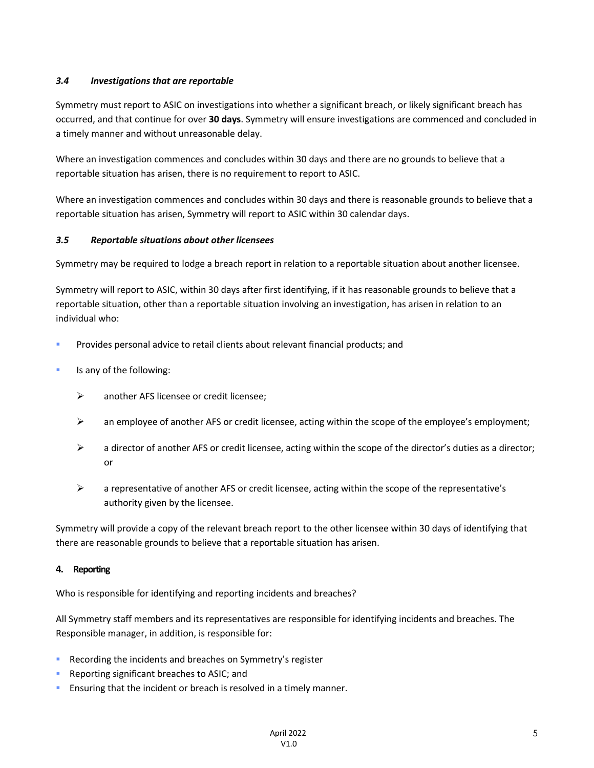### *3.4 Investigations that are reportable*

Symmetry must report to ASIC on investigations into whether a significant breach, or likely significant breach has occurred, and that continue for over **30 days**. Symmetry will ensure investigations are commenced and concluded in a timely manner and without unreasonable delay.

Where an investigation commences and concludes within 30 days and there are no grounds to believe that a reportable situation has arisen, there is no requirement to report to ASIC.

Where an investigation commences and concludes within 30 days and there is reasonable grounds to believe that a reportable situation has arisen, Symmetry will report to ASIC within 30 calendar days.

### *3.5 Reportable situations about other licensees*

Symmetry may be required to lodge a breach report in relation to a reportable situation about another licensee.

Symmetry will report to ASIC, within 30 days after first identifying, if it has reasonable grounds to believe that a reportable situation, other than a reportable situation involving an investigation, has arisen in relation to an individual who:

- Provides personal advice to retail clients about relevant financial products; and
- Is any of the following:
  - another AFS licensee or credit licensee;
  - an employee of another AFS or credit licensee, acting within the scope of the employee's employment;
  - a director of another AFS or credit licensee, acting within the scope of the director's duties as a director; or
  - a representative of another AFS or credit licensee, acting within the scope of the representative's authority given by the licensee.

Symmetry will provide a copy of the relevant breach report to the other licensee within 30 days of identifying that there are reasonable grounds to believe that a reportable situation has arisen.

## 4. Reporting

Who is responsible for identifying and reporting incidents and breaches?

All Symmetry staff members and its representatives are responsible for identifying incidents and breaches. The Responsible manager, in addition, is responsible for:

- Recording the incidents and breaches on Symmetry's register
- Reporting significant breaches to ASIC; and
- Ensuring that the incident or breach is resolved in a timely manner.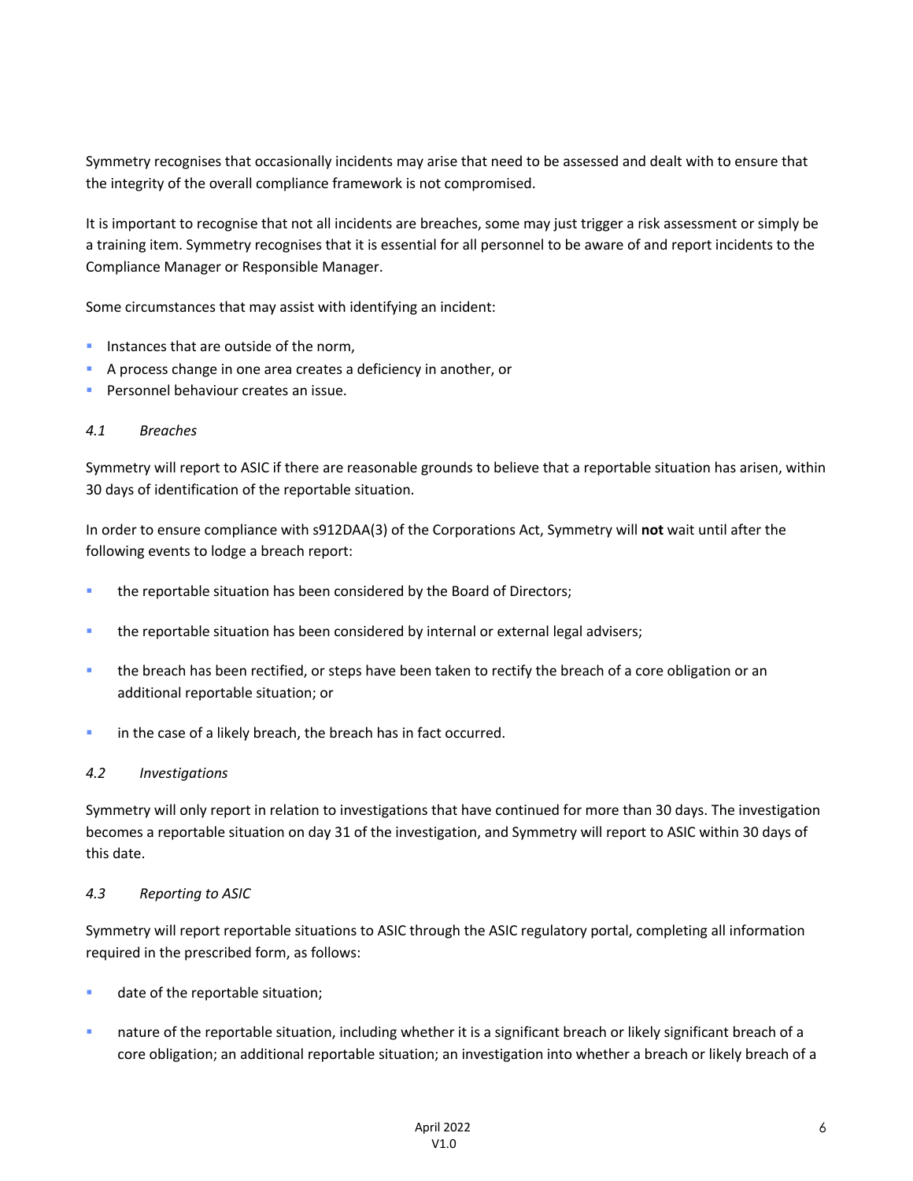Symmetry recognises that occasionally incidents may arise that need to be assessed and dealt with to ensure that the integrity of the overall compliance framework is not compromised.

It is important to recognise that not all incidents are breaches, some may just trigger a risk assessment or simply be a training item. Symmetry recognises that it is essential for all personnel to be aware of and report incidents to the Compliance Manager or Responsible Manager.

Some circumstances that may assist with identifying an incident:

- Instances that are outside of the norm,
- A process change in one area creates a deficiency in another, or
- Personnel behaviour creates an issue.

### *4.1 Breaches*

Symmetry will report to ASIC if there are reasonable grounds to believe that a reportable situation has arisen, within 30 days of identification of the reportable situation.

In order to ensure compliance with s912DAA(3) of the Corporations Act, Symmetry will **not** wait until after the following events to lodge a breach report:

- the reportable situation has been considered by the Board of Directors;
- the reportable situation has been considered by internal or external legal advisers;
- the breach has been rectified, or steps have been taken to rectify the breach of a core obligation or an additional reportable situation; or
- in the case of a likely breach, the breach has in fact occurred.

### *4.2 Investigations*

Symmetry will only report in relation to investigations that have continued for more than 30 days. The investigation becomes a reportable situation on day 31 of the investigation, and Symmetry will report to ASIC within 30 days of this date.

### *4.3 Reporting to ASIC*

Symmetry will report reportable situations to ASIC through the ASIC regulatory portal, completing all information required in the prescribed form, as follows:

- date of the reportable situation;
- nature of the reportable situation, including whether it is a significant breach or likely significant breach of a core obligation; an additional reportable situation; an investigation into whether a breach or likely breach of a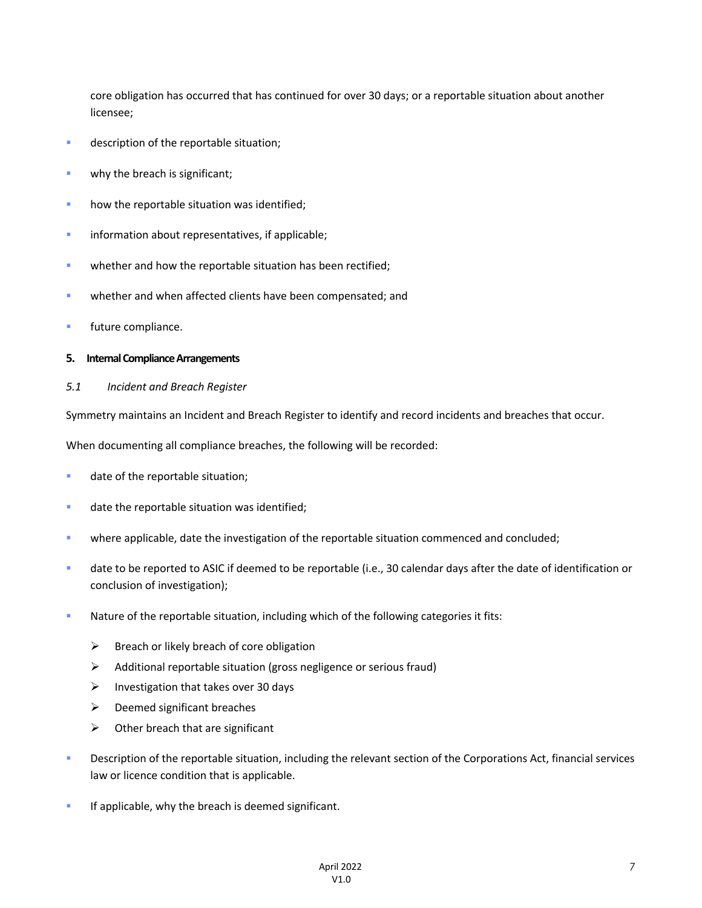core obligation has occurred that has continued for over 30 days; or a reportable situation about another licensee;

- description of the reportable situation;
- why the breach is significant;
- how the reportable situation was identified;
- information about representatives, if applicable;
- whether and how the reportable situation has been rectified;
- whether and when affected clients have been compensated; and
- future compliance.

**5. Internal Compliance Arrangements**

*5.1 Incident and Breach Register*

Symmetry maintains an Incident and Breach Register to identify and record incidents and breaches that occur.

When documenting all compliance breaches, the following will be recorded:

- date of the reportable situation;
- date the reportable situation was identified;
- where applicable, date the investigation of the reportable situation commenced and concluded;
- date to be reported to ASIC if deemed to be reportable (i.e., 30 calendar days after the date of identification or conclusion of investigation);
- Nature of the reportable situation, including which of the following categories it fits:
  - Breach or likely breach of core obligation
  - Additional reportable situation (gross negligence or serious fraud)
  - Investigation that takes over 30 days
  - Deemed significant breaches
  - Other breach that are significant
- Description of the reportable situation, including the relevant section of the Corporations Act, financial services law or licence condition that is applicable.
- If applicable, why the breach is deemed significant.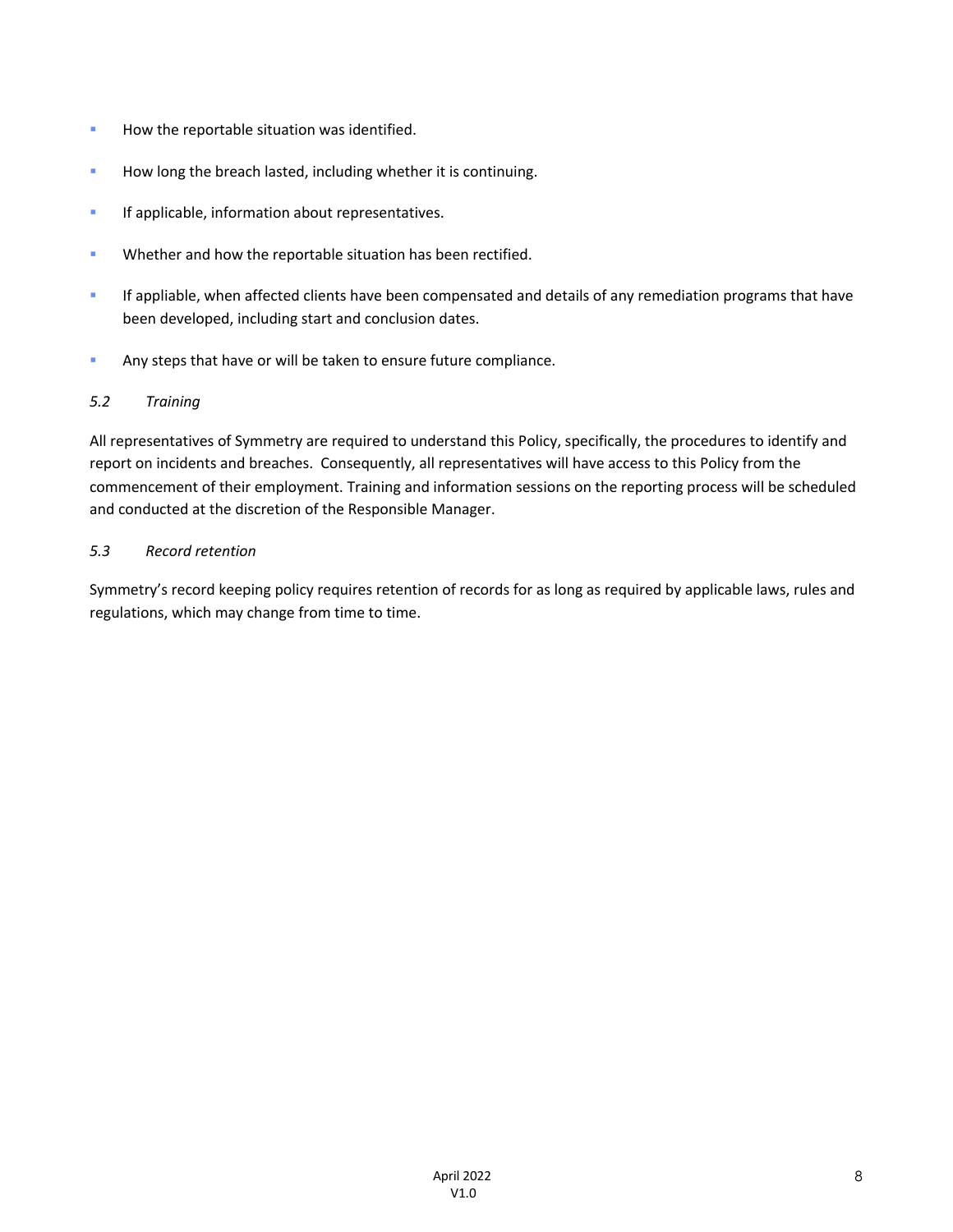- How the reportable situation was identified.
- How long the breach lasted, including whether it is continuing.
- If applicable, information about representatives.
- Whether and how the reportable situation has been rectified.
- If appliable, when affected clients have been compensated and details of any remediation programs that have been developed, including start and conclusion dates.
- Any steps that have or will be taken to ensure future compliance.

### *5.2 Training*

All representatives of Symmetry are required to understand this Policy, specifically, the procedures to identify and report on incidents and breaches. Consequently, all representatives will have access to this Policy from the commencement of their employment. Training and information sessions on the reporting process will be scheduled and conducted at the discretion of the Responsible Manager.

### *5.3 Record retention*

Symmetry's record keeping policy requires retention of records for as long as required by applicable laws, rules and regulations, which may change from time to time.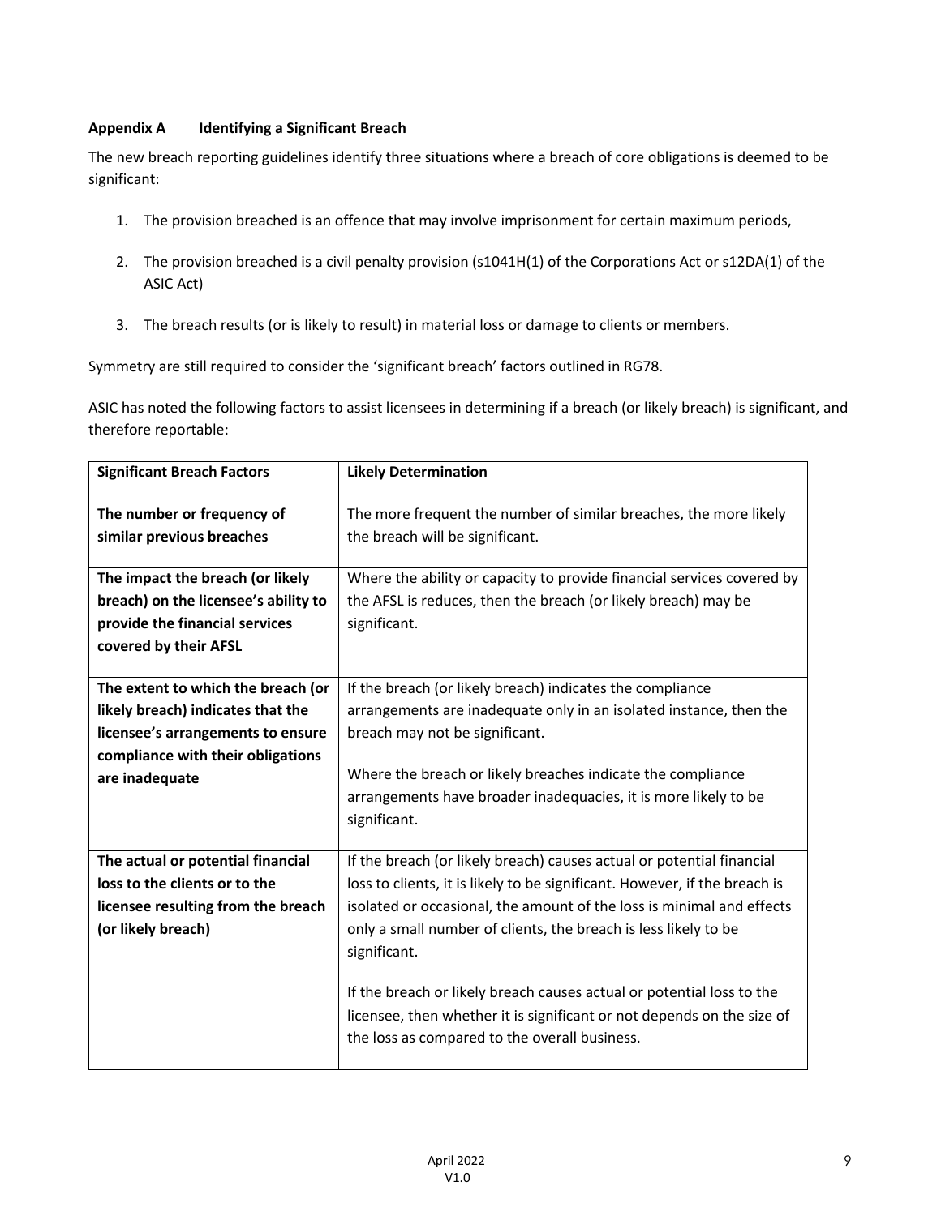## Appendix A Identifying a Significant Breach

The new breach reporting guidelines identify three situations where a breach of core obligations is deemed to be significant:

1. The provision breached is an offence that may involve imprisonment for certain maximum periods,
2. The provision breached is a civil penalty provision (s1041H(1) of the Corporations Act or s12DA(1) of the ASIC Act)
3. The breach results (or is likely to result) in material loss or damage to clients or members.

Symmetry are still required to consider the 'significant breach' factors outlined in RG78.

ASIC has noted the following factors to assist licensees in determining if a breach (or likely breach) is significant, and therefore reportable:

| **Significant Breach Factors** | **Likely Determination** |
|---|---|
| **The number or frequency of similar previous breaches** | The more frequent the number of similar breaches, the more likely the breach will be significant. |
| **The impact the breach (or likely breach) on the licensee's ability to provide the financial services covered by their AFSL** | Where the ability or capacity to provide financial services covered by the AFSL is reduces, then the breach (or likely breach) may be significant. |
| **The extent to which the breach (or likely breach) indicates that the licensee's arrangements to ensure compliance with their obligations are inadequate** | If the breach (or likely breach) indicates the compliance arrangements are inadequate only in an isolated instance, then the breach may not be significant.<br><br>Where the breach or likely breaches indicate the compliance arrangements have broader inadequacies, it is more likely to be significant. |
| **The actual or potential financial loss to the clients or to the licensee resulting from the breach (or likely breach)** | If the breach (or likely breach) causes actual or potential financial loss to clients, it is likely to be significant. However, if the breach is isolated or occasional, the amount of the loss is minimal and effects only a small number of clients, the breach is less likely to be significant.<br><br>If the breach or likely breach causes actual or potential loss to the licensee, then whether it is significant or not depends on the size of the loss as compared to the overall business. |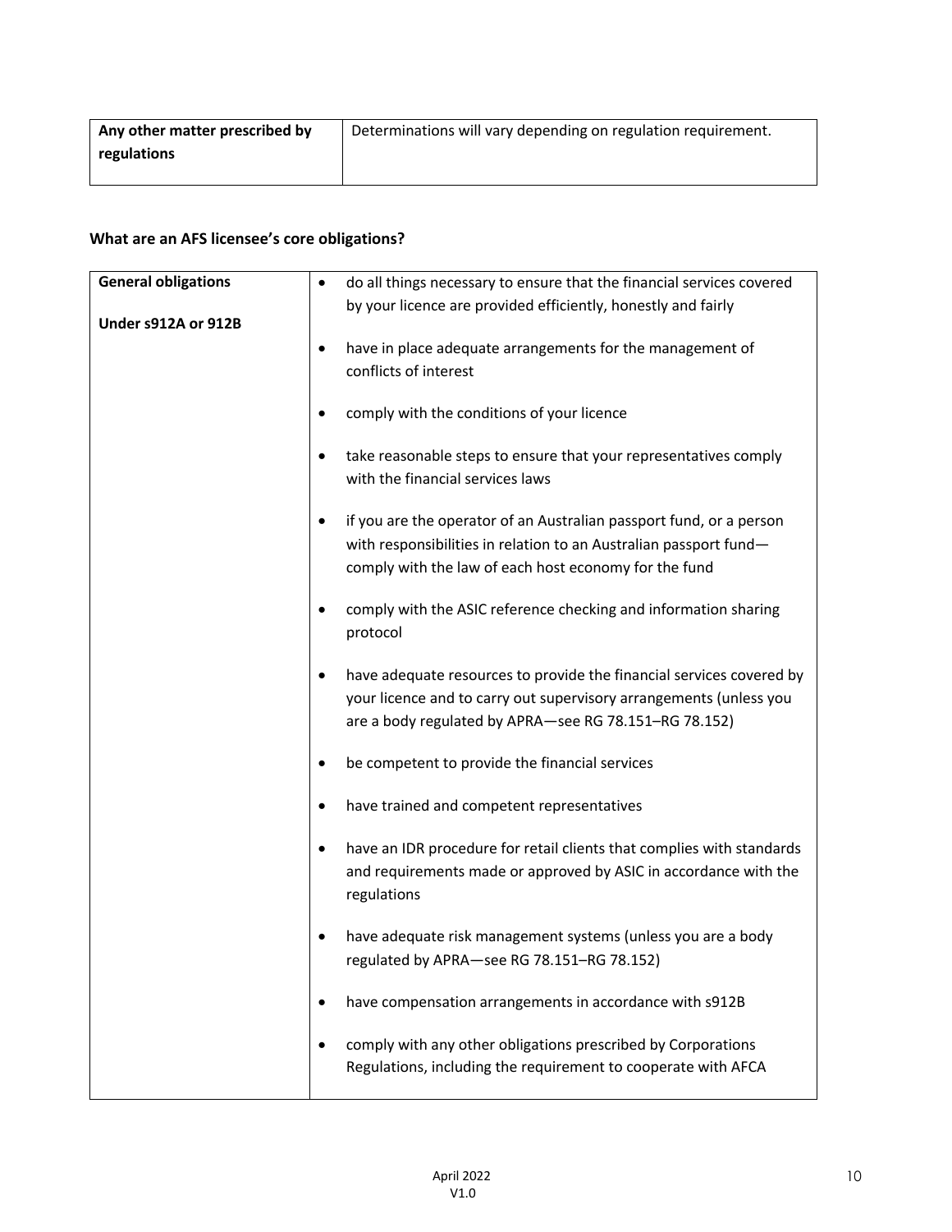| **Any other matter prescribed by regulations** | Determinations will vary depending on regulation requirement. |
|---|---|

**What are an AFS licensee's core obligations?**

| **General obligations**<br><br>**Under s912A or 912B** | • do all things necessary to ensure that the financial services covered by your licence are provided efficiently, honestly and fairly<br><br>• have in place adequate arrangements for the management of conflicts of interest<br><br>• comply with the conditions of your licence<br><br>• take reasonable steps to ensure that your representatives comply with the financial services laws<br><br>• if you are the operator of an Australian passport fund, or a person with responsibilities in relation to an Australian passport fund—comply with the law of each host economy for the fund<br><br>• comply with the ASIC reference checking and information sharing protocol<br><br>• have adequate resources to provide the financial services covered by your licence and to carry out supervisory arrangements (unless you are a body regulated by APRA—see RG 78.151–RG 78.152)<br><br>• be competent to provide the financial services<br><br>• have trained and competent representatives<br><br>• have an IDR procedure for retail clients that complies with standards and requirements made or approved by ASIC in accordance with the regulations<br><br>• have adequate risk management systems (unless you are a body regulated by APRA—see RG 78.151–RG 78.152)<br><br>• have compensation arrangements in accordance with s912B<br><br>• comply with any other obligations prescribed by Corporations Regulations, including the requirement to cooperate with AFCA |
|---|---|

April 2022
V1.0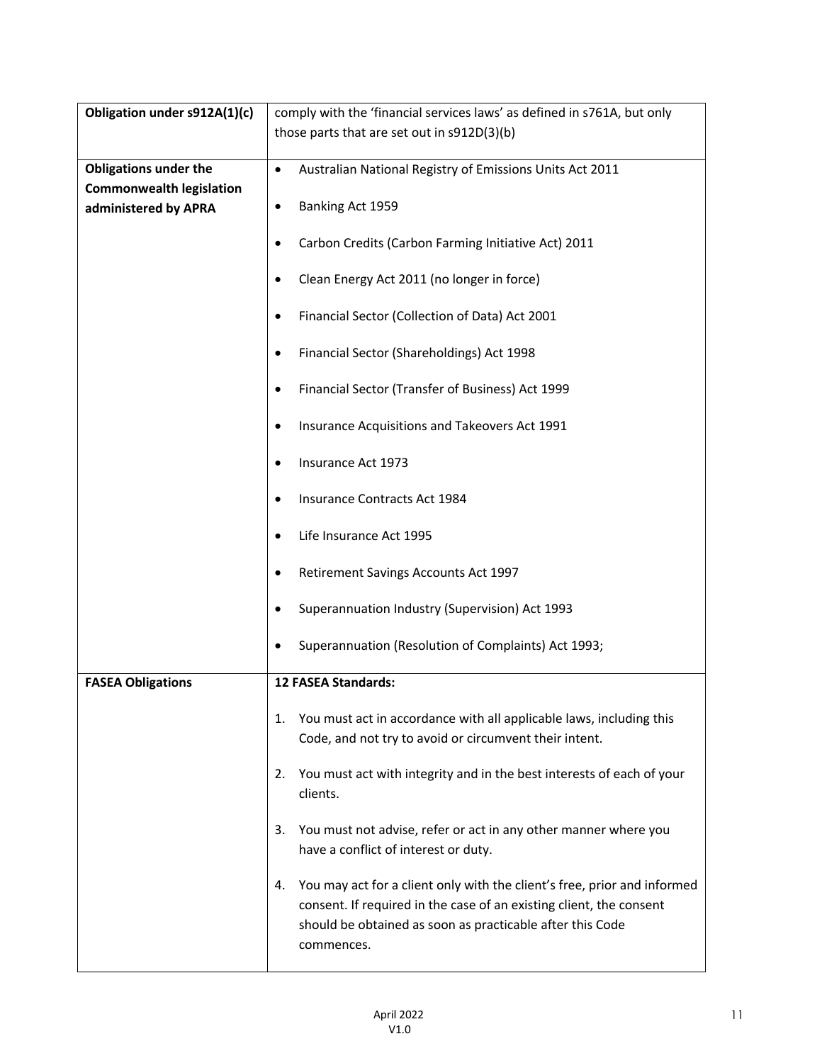| | |
|---|---|
| **Obligation under s912A(1)(c)** | comply with the 'financial services laws' as defined in s761A, but only those parts that are set out in s912D(3)(b) |
| **Obligations under the Commonwealth legislation administered by APRA** | • Australian National Registry of Emissions Units Act 2011<br>• Banking Act 1959<br>• Carbon Credits (Carbon Farming Initiative Act) 2011<br>• Clean Energy Act 2011 (no longer in force)<br>• Financial Sector (Collection of Data) Act 2001<br>• Financial Sector (Shareholdings) Act 1998<br>• Financial Sector (Transfer of Business) Act 1999<br>• Insurance Acquisitions and Takeovers Act 1991<br>• Insurance Act 1973<br>• Insurance Contracts Act 1984<br>• Life Insurance Act 1995<br>• Retirement Savings Accounts Act 1997<br>• Superannuation Industry (Supervision) Act 1993<br>• Superannuation (Resolution of Complaints) Act 1993; |
| **FASEA Obligations** | **12 FASEA Standards:**<br>1. You must act in accordance with all applicable laws, including this Code, and not try to avoid or circumvent their intent.<br>2. You must act with integrity and in the best interests of each of your clients.<br>3. You must not advise, refer or act in any other manner where you have a conflict of interest or duty.<br>4. You may act for a client only with the client's free, prior and informed consent. If required in the case of an existing client, the consent should be obtained as soon as practicable after this Code commences. |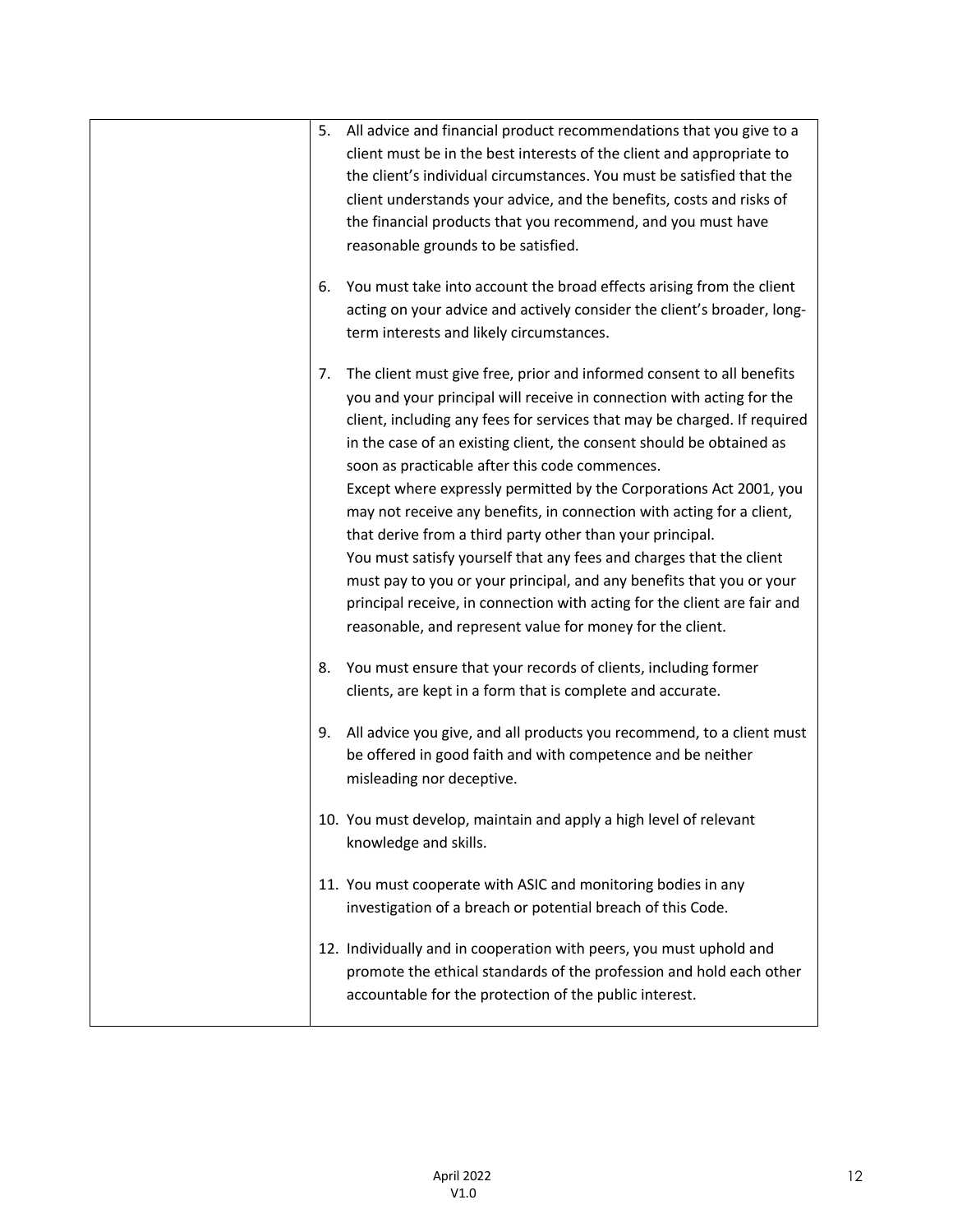| | |
|---|---|
| | 5. All advice and financial product recommendations that you give to a client must be in the best interests of the client and appropriate to the client's individual circumstances. You must be satisfied that the client understands your advice, and the benefits, costs and risks of the financial products that you recommend, and you must have reasonable grounds to be satisfied.<br><br>6. You must take into account the broad effects arising from the client acting on your advice and actively consider the client's broader, long-term interests and likely circumstances.<br><br>7. The client must give free, prior and informed consent to all benefits you and your principal will receive in connection with acting for the client, including any fees for services that may be charged. If required in the case of an existing client, the consent should be obtained as soon as practicable after this code commences.<br>Except where expressly permitted by the Corporations Act 2001, you may not receive any benefits, in connection with acting for a client, that derive from a third party other than your principal.<br>You must satisfy yourself that any fees and charges that the client must pay to you or your principal, and any benefits that you or your principal receive, in connection with acting for the client are fair and reasonable, and represent value for money for the client.<br><br>8. You must ensure that your records of clients, including former clients, are kept in a form that is complete and accurate.<br><br>9. All advice you give, and all products you recommend, to a client must be offered in good faith and with competence and be neither misleading nor deceptive.<br><br>10. You must develop, maintain and apply a high level of relevant knowledge and skills.<br><br>11. You must cooperate with ASIC and monitoring bodies in any investigation of a breach or potential breach of this Code.<br><br>12. Individually and in cooperation with peers, you must uphold and promote the ethical standards of the profession and hold each other accountable for the protection of the public interest. |

April 2022
V1.0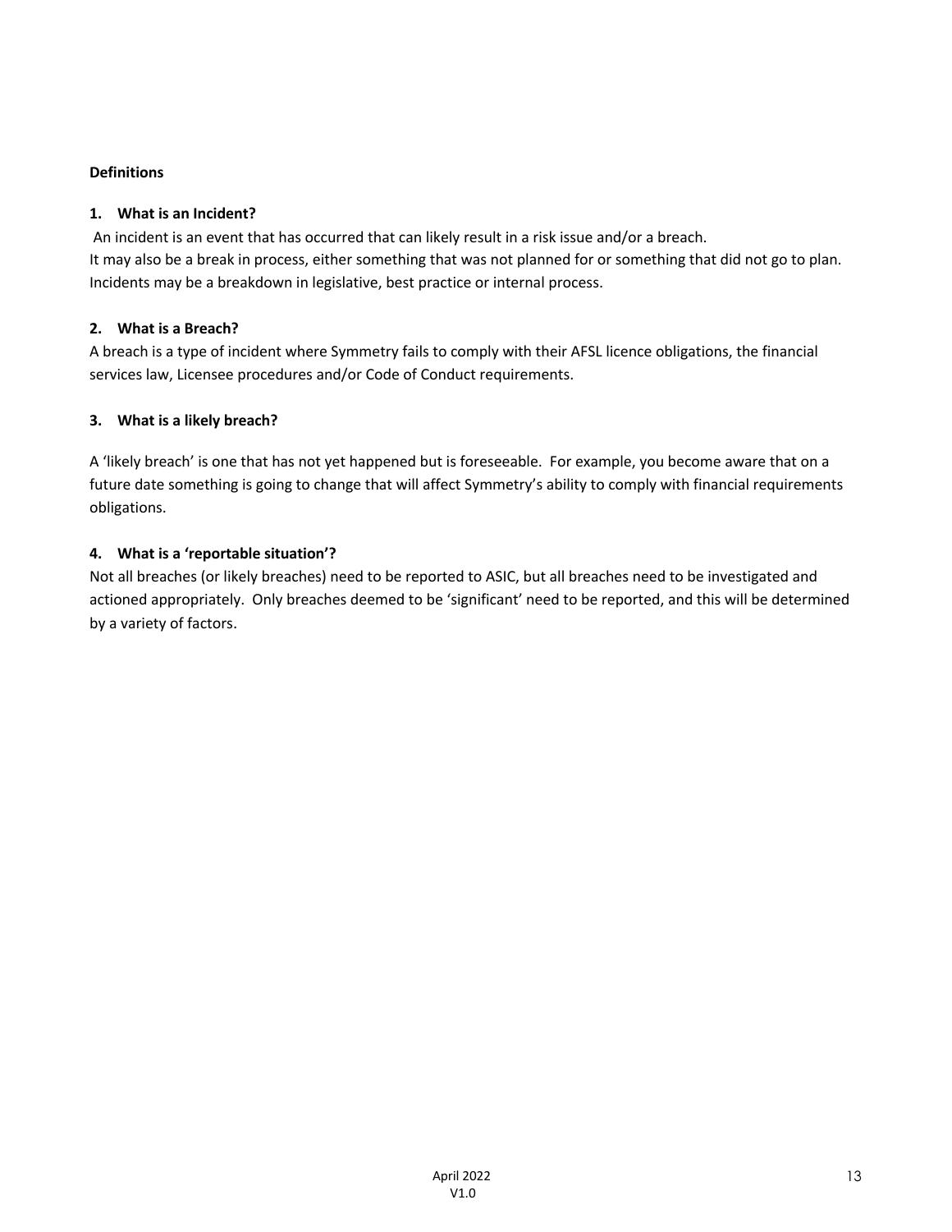**Definitions**

1. **What is an Incident?**

An incident is an event that has occurred that can likely result in a risk issue and/or a breach.
It may also be a break in process, either something that was not planned for or something that did not go to plan.
Incidents may be a breakdown in legislative, best practice or internal process.

2. **What is a Breach?**

A breach is a type of incident where Symmetry fails to comply with their AFSL licence obligations, the financial services law, Licensee procedures and/or Code of Conduct requirements.

3. **What is a likely breach?**

A 'likely breach' is one that has not yet happened but is foreseeable. For example, you become aware that on a future date something is going to change that will affect Symmetry's ability to comply with financial requirements obligations.

4. **What is a 'reportable situation'?**

Not all breaches (or likely breaches) need to be reported to ASIC, but all breaches need to be investigated and actioned appropriately. Only breaches deemed to be 'significant' need to be reported, and this will be determined by a variety of factors.

April 2022
V1.0